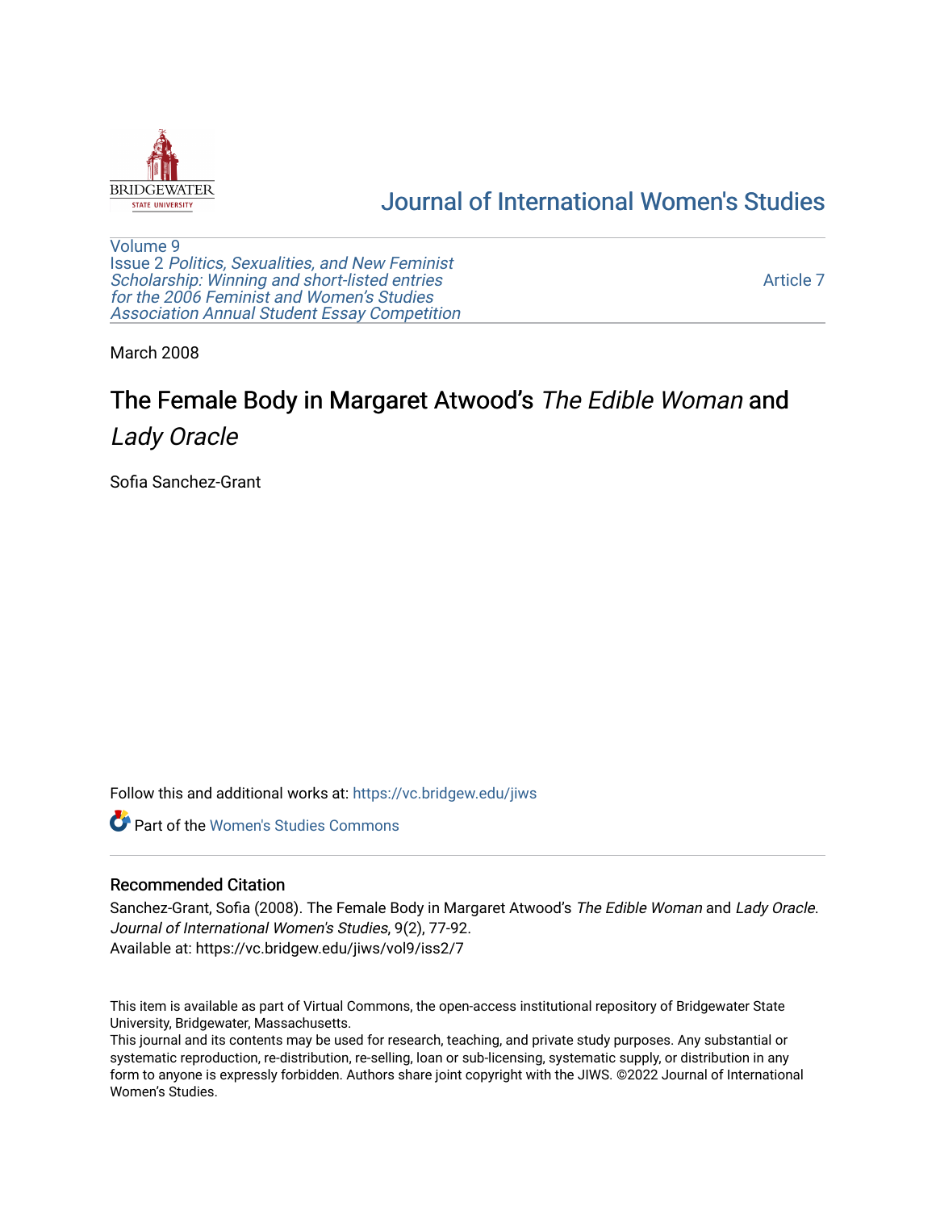[Journal of International Women's Studies](https://vc.bridgew.edu/jiws)

Volume 9
Issue 2 *Politics, Sexualities, and New Feminist Scholarship: Winning and short-listed entries for the 2006 Feminist and Women's Studies Association Annual Student Essay Competition*

Article 7

March 2008

# The Female Body in Margaret Atwood's *The Edible Woman* and *Lady Oracle*

Sofia Sanchez-Grant

Follow this and additional works at: https://vc.bridgew.edu/jiws

Part of the Women's Studies Commons

## Recommended Citation

Sanchez-Grant, Sofia (2008). The Female Body in Margaret Atwood's *The Edible Woman* and *Lady Oracle*. *Journal of International Women's Studies*, 9(2), 77-92.
Available at: https://vc.bridgew.edu/jiws/vol9/iss2/7

This item is available as part of Virtual Commons, the open-access institutional repository of Bridgewater State University, Bridgewater, Massachusetts.
This journal and its contents may be used for research, teaching, and private study purposes. Any substantial or systematic reproduction, re-distribution, re-selling, loan or sub-licensing, systematic supply, or distribution in any form to anyone is expressly forbidden. Authors share joint copyright with the JIWS. ©2022 Journal of International Women's Studies.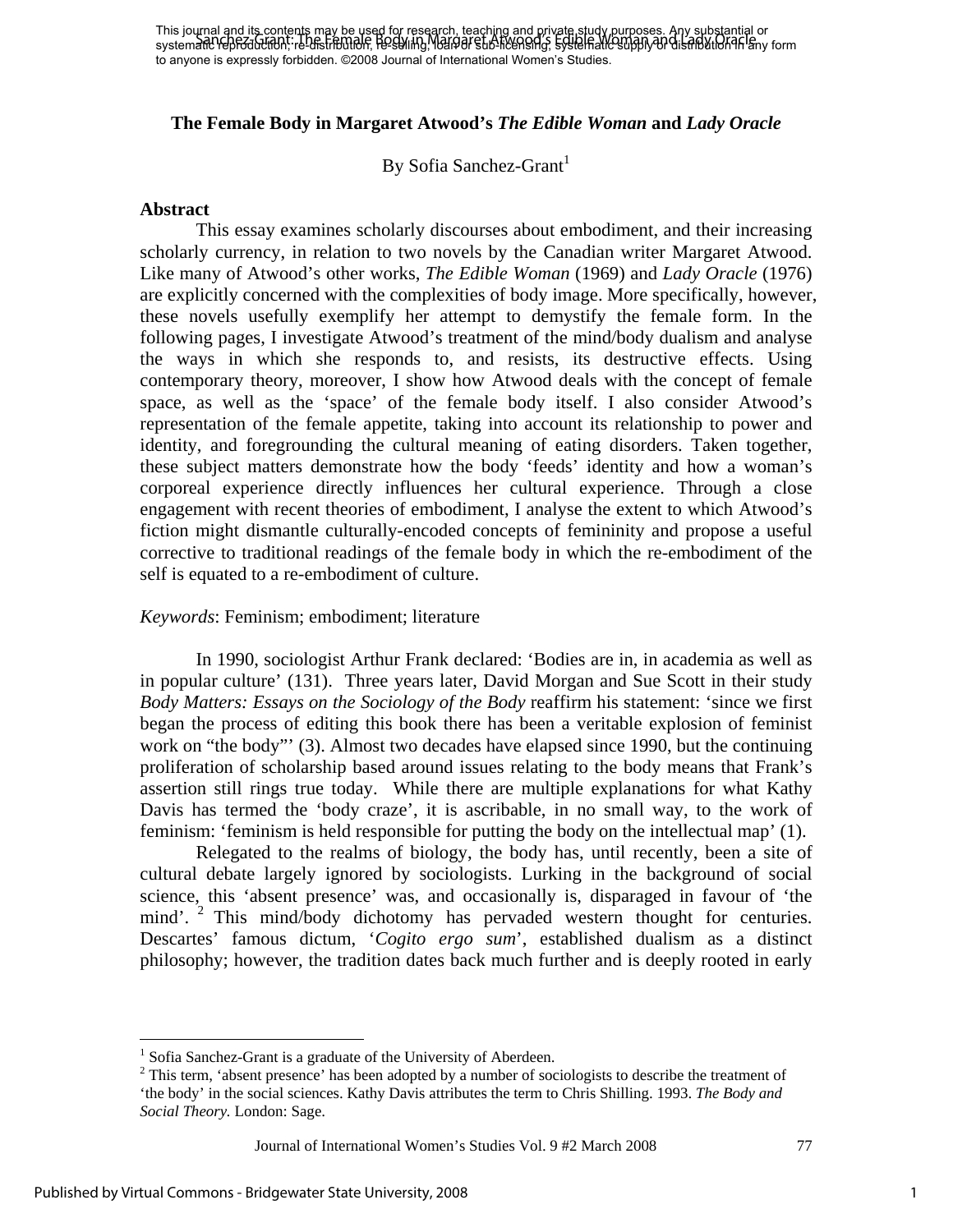This journal and its contents may be used for research, teaching and private study purposes. Any substantial or systematic reproduction, re-distribution, re-selling, loan or sub-licensing, systematic supply or distribution in any form to anyone is expressly forbidden. ©2008 Journal of International Women's Studies.

# The Female Body in Margaret Atwood's *The Edible Woman* and *Lady Oracle*

By Sofia Sanchez-Grant[1]

## Abstract

This essay examines scholarly discourses about embodiment, and their increasing scholarly currency, in relation to two novels by the Canadian writer Margaret Atwood. Like many of Atwood's other works, *The Edible Woman* (1969) and *Lady Oracle* (1976) are explicitly concerned with the complexities of body image. More specifically, however, these novels usefully exemplify her attempt to demystify the female form. In the following pages, I investigate Atwood's treatment of the mind/body dualism and analyse the ways in which she responds to, and resists, its destructive effects. Using contemporary theory, moreover, I show how Atwood deals with the concept of female space, as well as the 'space' of the female body itself. I also consider Atwood's representation of the female appetite, taking into account its relationship to power and identity, and foregrounding the cultural meaning of eating disorders. Taken together, these subject matters demonstrate how the body 'feeds' identity and how a woman's corporeal experience directly influences her cultural experience. Through a close engagement with recent theories of embodiment, I analyse the extent to which Atwood's fiction might dismantle culturally-encoded concepts of femininity and propose a useful corrective to traditional readings of the female body in which the re-embodiment of the self is equated to a re-embodiment of culture.

*Keywords*: Feminism; embodiment; literature

In 1990, sociologist Arthur Frank declared: 'Bodies are in, in academia as well as in popular culture' (131). Three years later, David Morgan and Sue Scott in their study *Body Matters: Essays on the Sociology of the Body* reaffirm his statement: 'since we first began the process of editing this book there has been a veritable explosion of feminist work on "the body"' (3). Almost two decades have elapsed since 1990, but the continuing proliferation of scholarship based around issues relating to the body means that Frank's assertion still rings true today. While there are multiple explanations for what Kathy Davis has termed the 'body craze', it is ascribable, in no small way, to the work of feminism: 'feminism is held responsible for putting the body on the intellectual map' (1).

Relegated to the realms of biology, the body has, until recently, been a site of cultural debate largely ignored by sociologists. Lurking in the background of social science, this 'absent presence' was, and occasionally is, disparaged in favour of 'the mind'.[2] This mind/body dichotomy has pervaded western thought for centuries. Descartes' famous dictum, '*Cogito ergo sum*', established dualism as a distinct philosophy; however, the tradition dates back much further and is deeply rooted in early

---

[1] Sofia Sanchez-Grant is a graduate of the University of Aberdeen.

[2] This term, 'absent presence' has been adopted by a number of sociologists to describe the treatment of 'the body' in the social sciences. Kathy Davis attributes the term to Chris Shilling. 1993. *The Body and Social Theory.* London: Sage.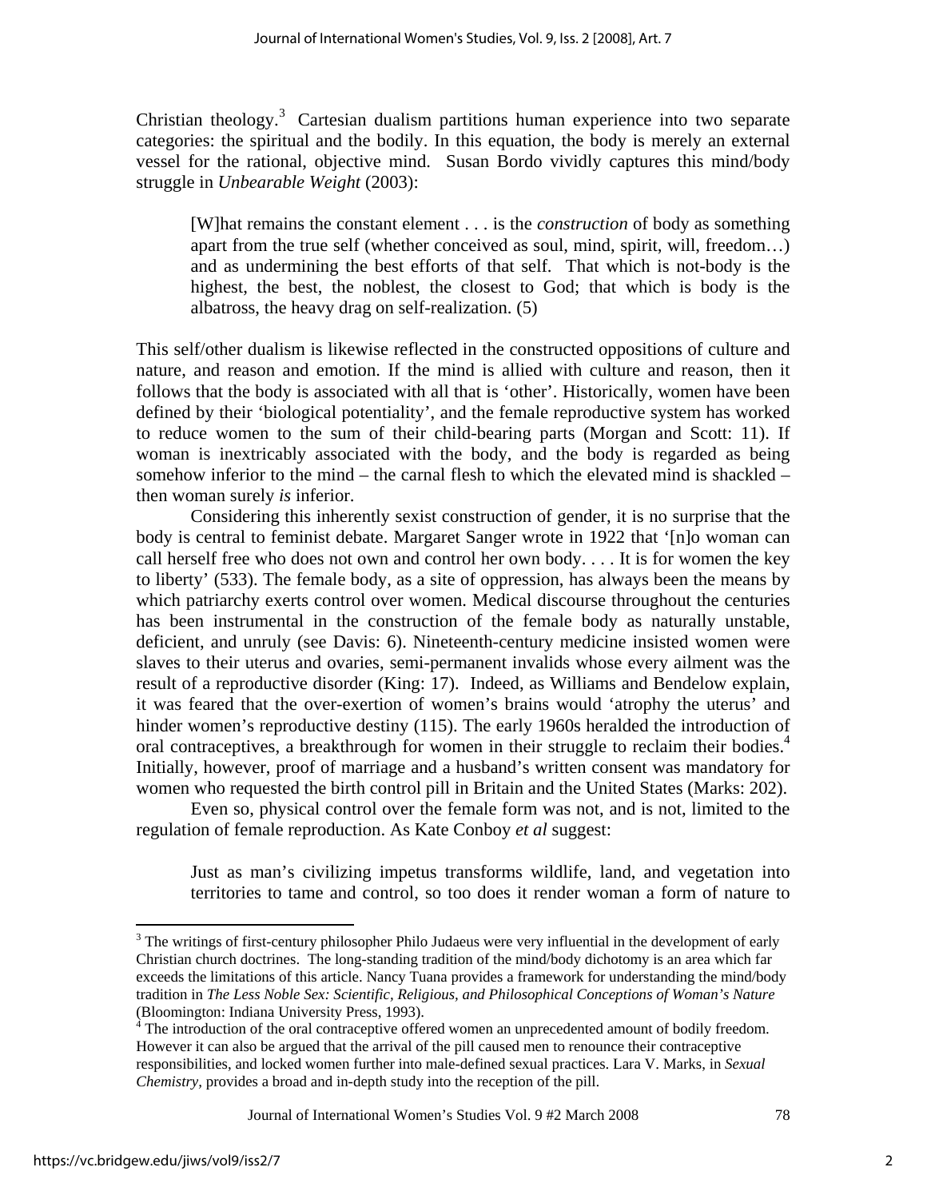Christian theology.[3] Cartesian dualism partitions human experience into two separate categories: the spiritual and the bodily. In this equation, the body is merely an external vessel for the rational, objective mind. Susan Bordo vividly captures this mind/body struggle in *Unbearable Weight* (2003):

> [W]hat remains the constant element . . . is the *construction* of body as something apart from the true self (whether conceived as soul, mind, spirit, will, freedom…) and as undermining the best efforts of that self. That which is not-body is the highest, the best, the noblest, the closest to God; that which is body is the albatross, the heavy drag on self-realization. (5)

This self/other dualism is likewise reflected in the constructed oppositions of culture and nature, and reason and emotion. If the mind is allied with culture and reason, then it follows that the body is associated with all that is 'other'. Historically, women have been defined by their 'biological potentiality', and the female reproductive system has worked to reduce women to the sum of their child-bearing parts (Morgan and Scott: 11). If woman is inextricably associated with the body, and the body is regarded as being somehow inferior to the mind – the carnal flesh to which the elevated mind is shackled – then woman surely *is* inferior.

Considering this inherently sexist construction of gender, it is no surprise that the body is central to feminist debate. Margaret Sanger wrote in 1922 that '[n]o woman can call herself free who does not own and control her own body. . . . It is for women the key to liberty' (533). The female body, as a site of oppression, has always been the means by which patriarchy exerts control over women. Medical discourse throughout the centuries has been instrumental in the construction of the female body as naturally unstable, deficient, and unruly (see Davis: 6). Nineteenth-century medicine insisted women were slaves to their uterus and ovaries, semi-permanent invalids whose every ailment was the result of a reproductive disorder (King: 17). Indeed, as Williams and Bendelow explain, it was feared that the over-exertion of women's brains would 'atrophy the uterus' and hinder women's reproductive destiny (115). The early 1960s heralded the introduction of oral contraceptives, a breakthrough for women in their struggle to reclaim their bodies.[4] Initially, however, proof of marriage and a husband's written consent was mandatory for women who requested the birth control pill in Britain and the United States (Marks: 202).

Even so, physical control over the female form was not, and is not, limited to the regulation of female reproduction. As Kate Conboy *et al* suggest:

> Just as man's civilizing impetus transforms wildlife, land, and vegetation into territories to tame and control, so too does it render woman a form of nature to

---

[3] The writings of first-century philosopher Philo Judaeus were very influential in the development of early Christian church doctrines. The long-standing tradition of the mind/body dichotomy is an area which far exceeds the limitations of this article. Nancy Tuana provides a framework for understanding the mind/body tradition in *The Less Noble Sex: Scientific, Religious, and Philosophical Conceptions of Woman's Nature* (Bloomington: Indiana University Press, 1993).

[4] The introduction of the oral contraceptive offered women an unprecedented amount of bodily freedom. However it can also be argued that the arrival of the pill caused men to renounce their contraceptive responsibilities, and locked women further into male-defined sexual practices. Lara V. Marks, in *Sexual Chemistry*, provides a broad and in-depth study into the reception of the pill.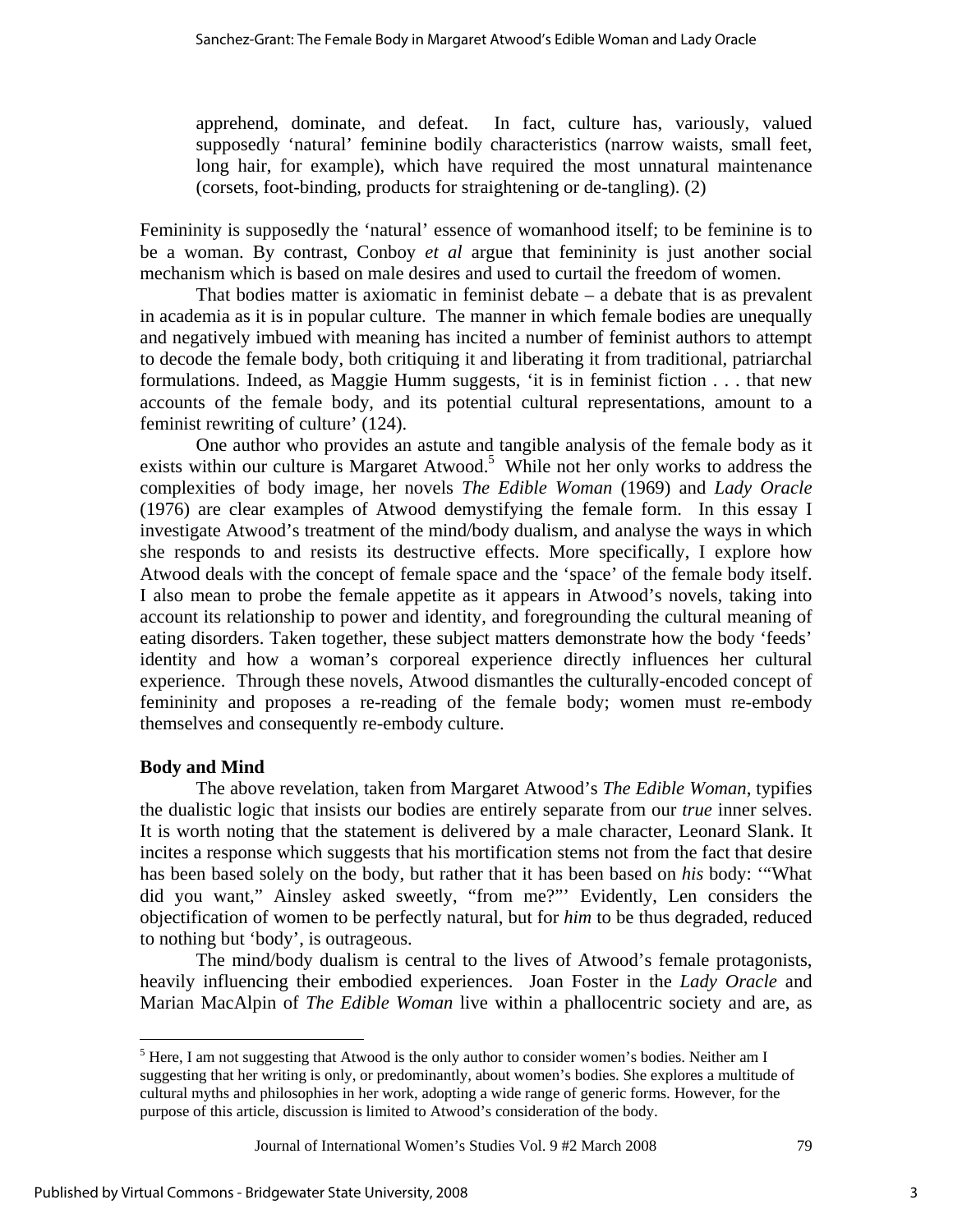apprehend, dominate, and defeat. In fact, culture has, variously, valued supposedly 'natural' feminine bodily characteristics (narrow waists, small feet, long hair, for example), which have required the most unnatural maintenance (corsets, foot-binding, products for straightening or de-tangling). (2)

Femininity is supposedly the 'natural' essence of womanhood itself; to be feminine is to be a woman. By contrast, Conboy *et al* argue that femininity is just another social mechanism which is based on male desires and used to curtail the freedom of women.

That bodies matter is axiomatic in feminist debate – a debate that is as prevalent in academia as it is in popular culture. The manner in which female bodies are unequally and negatively imbued with meaning has incited a number of feminist authors to attempt to decode the female body, both critiquing it and liberating it from traditional, patriarchal formulations. Indeed, as Maggie Humm suggests, 'it is in feminist fiction . . . that new accounts of the female body, and its potential cultural representations, amount to a feminist rewriting of culture' (124).

One author who provides an astute and tangible analysis of the female body as it exists within our culture is Margaret Atwood.[5] While not her only works to address the complexities of body image, her novels *The Edible Woman* (1969) and *Lady Oracle* (1976) are clear examples of Atwood demystifying the female form. In this essay I investigate Atwood's treatment of the mind/body dualism, and analyse the ways in which she responds to and resists its destructive effects. More specifically, I explore how Atwood deals with the concept of female space and the 'space' of the female body itself. I also mean to probe the female appetite as it appears in Atwood's novels, taking into account its relationship to power and identity, and foregrounding the cultural meaning of eating disorders. Taken together, these subject matters demonstrate how the body 'feeds' identity and how a woman's corporeal experience directly influences her cultural experience. Through these novels, Atwood dismantles the culturally-encoded concept of femininity and proposes a re-reading of the female body; women must re-embody themselves and consequently re-embody culture.

**Body and Mind**

The above revelation, taken from Margaret Atwood's *The Edible Woman*, typifies the dualistic logic that insists our bodies are entirely separate from our *true* inner selves. It is worth noting that the statement is delivered by a male character, Leonard Slank. It incites a response which suggests that his mortification stems not from the fact that desire has been based solely on the body, but rather that it has been based on *his* body: '"What did you want," Ainsley asked sweetly, "from me?"' Evidently, Len considers the objectification of women to be perfectly natural, but for *him* to be thus degraded, reduced to nothing but 'body', is outrageous.

The mind/body dualism is central to the lives of Atwood's female protagonists, heavily influencing their embodied experiences. Joan Foster in the *Lady Oracle* and Marian MacAlpin of *The Edible Woman* live within a phallocentric society and are, as

[5] Here, I am not suggesting that Atwood is the only author to consider women's bodies. Neither am I suggesting that her writing is only, or predominantly, about women's bodies. She explores a multitude of cultural myths and philosophies in her work, adopting a wide range of generic forms. However, for the purpose of this article, discussion is limited to Atwood's consideration of the body.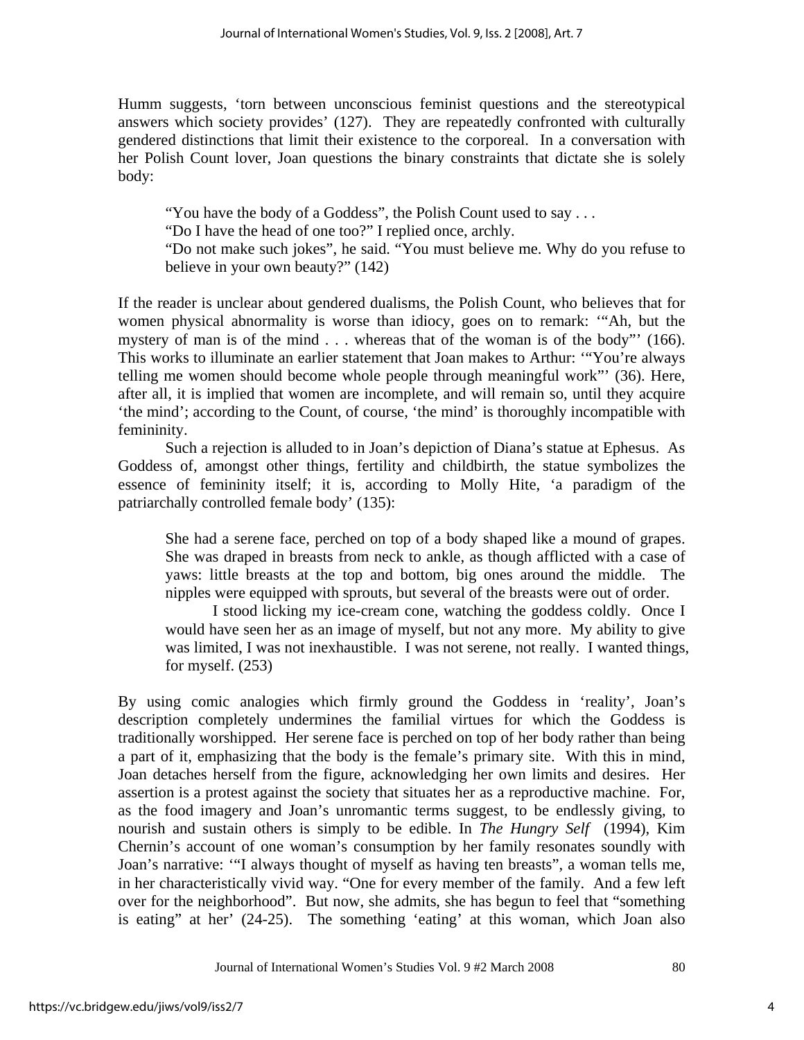Humm suggests, 'torn between unconscious feminist questions and the stereotypical answers which society provides' (127). They are repeatedly confronted with culturally gendered distinctions that limit their existence to the corporeal. In a conversation with her Polish Count lover, Joan questions the binary constraints that dictate she is solely body:

> "You have the body of a Goddess", the Polish Count used to say . . .
> "Do I have the head of one too?" I replied once, archly.
> "Do not make such jokes", he said. "You must believe me. Why do you refuse to believe in your own beauty?" (142)

If the reader is unclear about gendered dualisms, the Polish Count, who believes that for women physical abnormality is worse than idiocy, goes on to remark: '"Ah, but the mystery of man is of the mind . . . whereas that of the woman is of the body"' (166). This works to illuminate an earlier statement that Joan makes to Arthur: '"You're always telling me women should become whole people through meaningful work"' (36). Here, after all, it is implied that women are incomplete, and will remain so, until they acquire 'the mind'; according to the Count, of course, 'the mind' is thoroughly incompatible with femininity.

Such a rejection is alluded to in Joan's depiction of Diana's statue at Ephesus. As Goddess of, amongst other things, fertility and childbirth, the statue symbolizes the essence of femininity itself; it is, according to Molly Hite, 'a paradigm of the patriarchally controlled female body' (135):

> She had a serene face, perched on top of a body shaped like a mound of grapes. She was draped in breasts from neck to ankle, as though afflicted with a case of yaws: little breasts at the top and bottom, big ones around the middle. The nipples were equipped with sprouts, but several of the breasts were out of order.
>
> I stood licking my ice-cream cone, watching the goddess coldly. Once I would have seen her as an image of myself, but not any more. My ability to give was limited, I was not inexhaustible. I was not serene, not really. I wanted things, for myself. (253)

By using comic analogies which firmly ground the Goddess in 'reality', Joan's description completely undermines the familial virtues for which the Goddess is traditionally worshipped. Her serene face is perched on top of her body rather than being a part of it, emphasizing that the body is the female's primary site. With this in mind, Joan detaches herself from the figure, acknowledging her own limits and desires. Her assertion is a protest against the society that situates her as a reproductive machine. For, as the food imagery and Joan's unromantic terms suggest, to be endlessly giving, to nourish and sustain others is simply to be edible. In *The Hungry Self* (1994), Kim Chernin's account of one woman's consumption by her family resonates soundly with Joan's narrative: '"I always thought of myself as having ten breasts", a woman tells me, in her characteristically vivid way. "One for every member of the family. And a few left over for the neighborhood". But now, she admits, she has begun to feel that "something is eating" at her' (24-25). The something 'eating' at this woman, which Joan also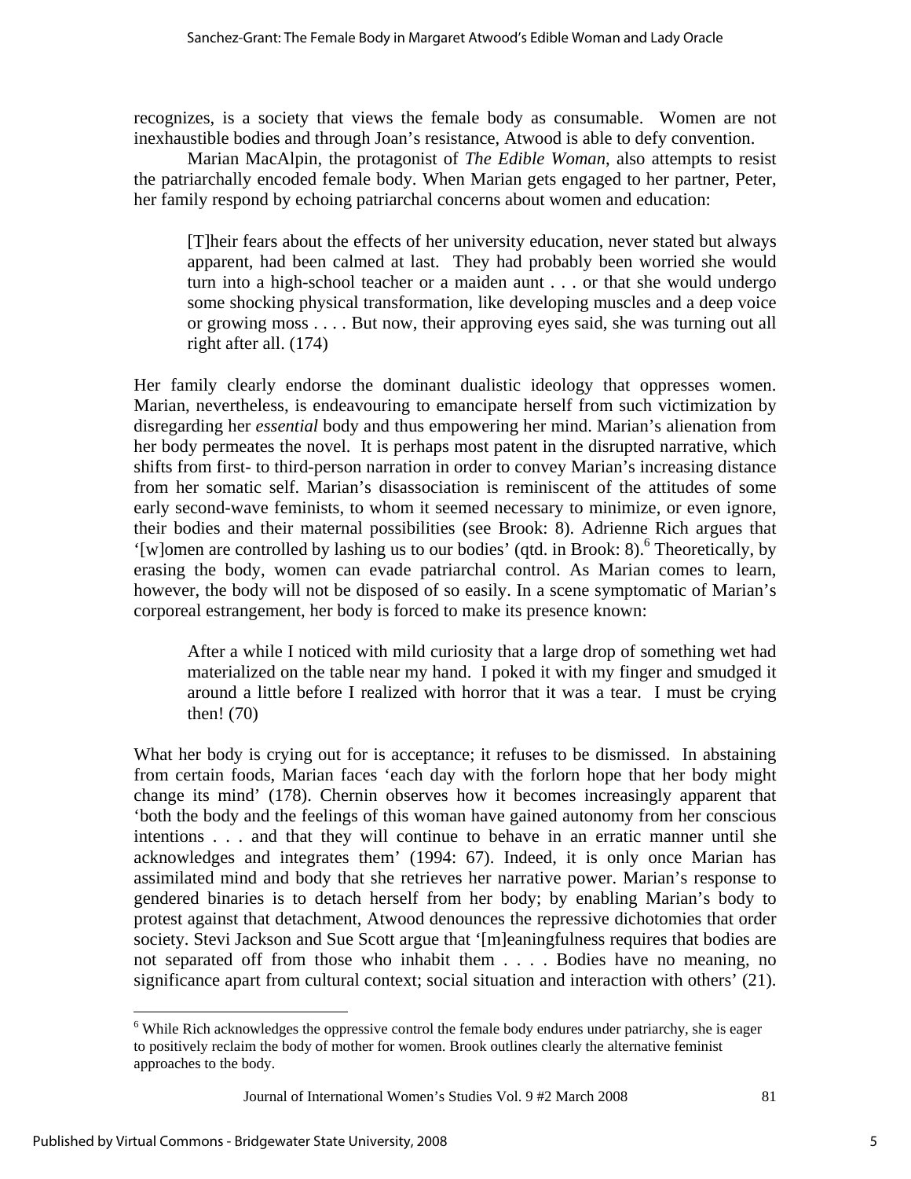recognizes, is a society that views the female body as consumable. Women are not inexhaustible bodies and through Joan's resistance, Atwood is able to defy convention.

Marian MacAlpin, the protagonist of *The Edible Woman*, also attempts to resist the patriarchally encoded female body. When Marian gets engaged to her partner, Peter, her family respond by echoing patriarchal concerns about women and education:

> [T]heir fears about the effects of her university education, never stated but always apparent, had been calmed at last. They had probably been worried she would turn into a high-school teacher or a maiden aunt . . . or that she would undergo some shocking physical transformation, like developing muscles and a deep voice or growing moss . . . . But now, their approving eyes said, she was turning out all right after all. (174)

Her family clearly endorse the dominant dualistic ideology that oppresses women. Marian, nevertheless, is endeavouring to emancipate herself from such victimization by disregarding her *essential* body and thus empowering her mind. Marian's alienation from her body permeates the novel. It is perhaps most patent in the disrupted narrative, which shifts from first- to third-person narration in order to convey Marian's increasing distance from her somatic self. Marian's disassociation is reminiscent of the attitudes of some early second-wave feminists, to whom it seemed necessary to minimize, or even ignore, their bodies and their maternal possibilities (see Brook: 8). Adrienne Rich argues that '[w]omen are controlled by lashing us to our bodies' (qtd. in Brook: 8).[6] Theoretically, by erasing the body, women can evade patriarchal control. As Marian comes to learn, however, the body will not be disposed of so easily. In a scene symptomatic of Marian's corporeal estrangement, her body is forced to make its presence known:

> After a while I noticed with mild curiosity that a large drop of something wet had materialized on the table near my hand. I poked it with my finger and smudged it around a little before I realized with horror that it was a tear. I must be crying then! (70)

What her body is crying out for is acceptance; it refuses to be dismissed. In abstaining from certain foods, Marian faces 'each day with the forlorn hope that her body might change its mind' (178). Chernin observes how it becomes increasingly apparent that 'both the body and the feelings of this woman have gained autonomy from her conscious intentions . . . and that they will continue to behave in an erratic manner until she acknowledges and integrates them' (1994: 67). Indeed, it is only once Marian has assimilated mind and body that she retrieves her narrative power. Marian's response to gendered binaries is to detach herself from her body; by enabling Marian's body to protest against that detachment, Atwood denounces the repressive dichotomies that order society. Stevi Jackson and Sue Scott argue that '[m]eaningfulness requires that bodies are not separated off from those who inhabit them . . . . Bodies have no meaning, no significance apart from cultural context; social situation and interaction with others' (21).

[6] While Rich acknowledges the oppressive control the female body endures under patriarchy, she is eager to positively reclaim the body of mother for women. Brook outlines clearly the alternative feminist approaches to the body.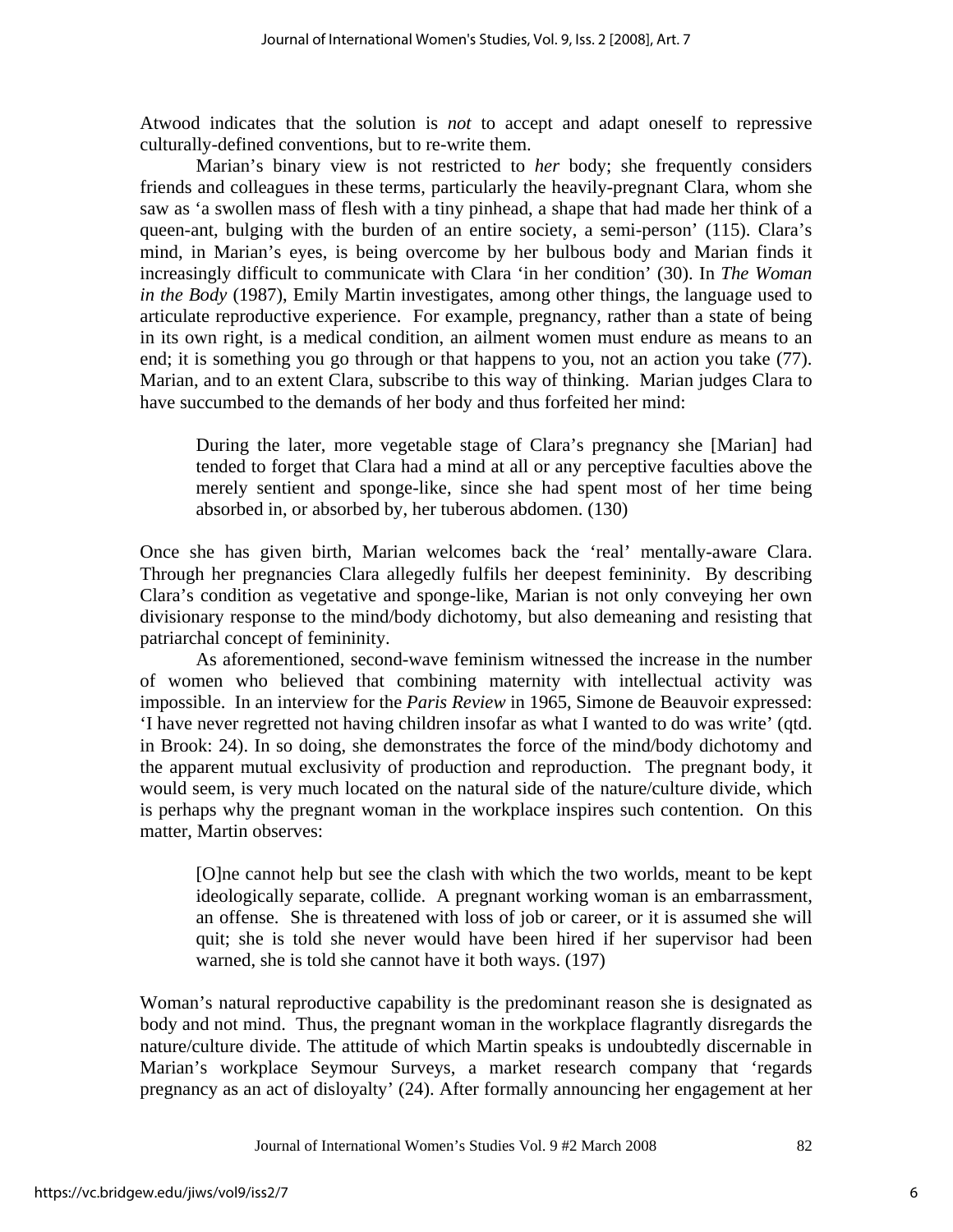Atwood indicates that the solution is *not* to accept and adapt oneself to repressive culturally-defined conventions, but to re-write them.

Marian's binary view is not restricted to *her* body; she frequently considers friends and colleagues in these terms, particularly the heavily-pregnant Clara, whom she saw as 'a swollen mass of flesh with a tiny pinhead, a shape that had made her think of a queen-ant, bulging with the burden of an entire society, a semi-person' (115). Clara's mind, in Marian's eyes, is being overcome by her bulbous body and Marian finds it increasingly difficult to communicate with Clara 'in her condition' (30). In *The Woman in the Body* (1987), Emily Martin investigates, among other things, the language used to articulate reproductive experience. For example, pregnancy, rather than a state of being in its own right, is a medical condition, an ailment women must endure as means to an end; it is something you go through or that happens to you, not an action you take (77). Marian, and to an extent Clara, subscribe to this way of thinking. Marian judges Clara to have succumbed to the demands of her body and thus forfeited her mind:

> During the later, more vegetable stage of Clara's pregnancy she [Marian] had tended to forget that Clara had a mind at all or any perceptive faculties above the merely sentient and sponge-like, since she had spent most of her time being absorbed in, or absorbed by, her tuberous abdomen. (130)

Once she has given birth, Marian welcomes back the 'real' mentally-aware Clara. Through her pregnancies Clara allegedly fulfils her deepest femininity. By describing Clara's condition as vegetative and sponge-like, Marian is not only conveying her own divisionary response to the mind/body dichotomy, but also demeaning and resisting that patriarchal concept of femininity.

As aforementioned, second-wave feminism witnessed the increase in the number of women who believed that combining maternity with intellectual activity was impossible. In an interview for the *Paris Review* in 1965, Simone de Beauvoir expressed: 'I have never regretted not having children insofar as what I wanted to do was write' (qtd. in Brook: 24). In so doing, she demonstrates the force of the mind/body dichotomy and the apparent mutual exclusivity of production and reproduction. The pregnant body, it would seem, is very much located on the natural side of the nature/culture divide, which is perhaps why the pregnant woman in the workplace inspires such contention. On this matter, Martin observes:

> [O]ne cannot help but see the clash with which the two worlds, meant to be kept ideologically separate, collide. A pregnant working woman is an embarrassment, an offense. She is threatened with loss of job or career, or it is assumed she will quit; she is told she never would have been hired if her supervisor had been warned, she is told she cannot have it both ways. (197)

Woman's natural reproductive capability is the predominant reason she is designated as body and not mind. Thus, the pregnant woman in the workplace flagrantly disregards the nature/culture divide. The attitude of which Martin speaks is undoubtedly discernable in Marian's workplace Seymour Surveys, a market research company that 'regards pregnancy as an act of disloyalty' (24). After formally announcing her engagement at her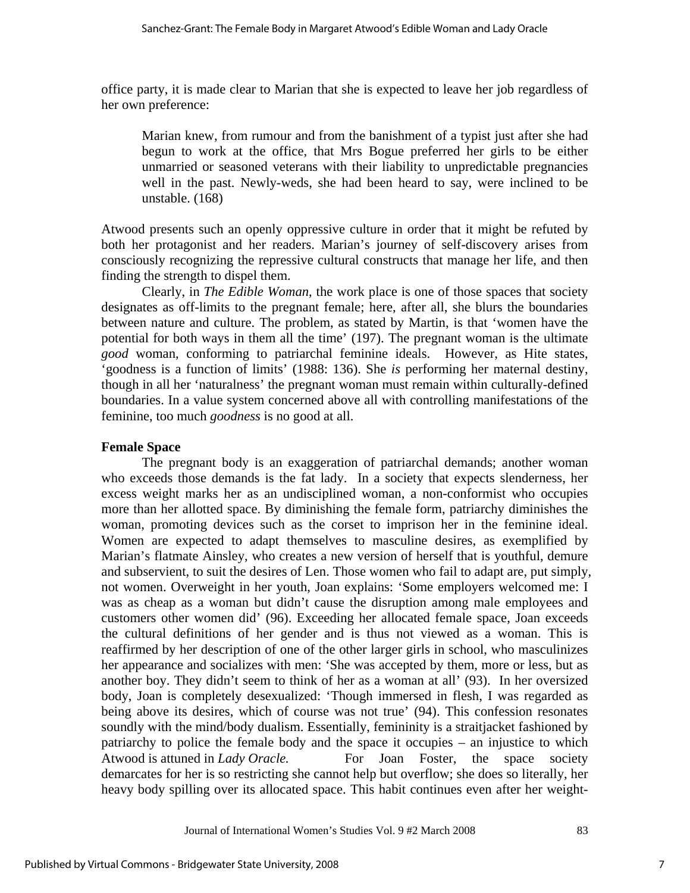office party, it is made clear to Marian that she is expected to leave her job regardless of her own preference:

> Marian knew, from rumour and from the banishment of a typist just after she had begun to work at the office, that Mrs Bogue preferred her girls to be either unmarried or seasoned veterans with their liability to unpredictable pregnancies well in the past. Newly-weds, she had been heard to say, were inclined to be unstable. (168)

Atwood presents such an openly oppressive culture in order that it might be refuted by both her protagonist and her readers. Marian's journey of self-discovery arises from consciously recognizing the repressive cultural constructs that manage her life, and then finding the strength to dispel them.

Clearly, in *The Edible Woman*, the work place is one of those spaces that society designates as off-limits to the pregnant female; here, after all, she blurs the boundaries between nature and culture. The problem, as stated by Martin, is that 'women have the potential for both ways in them all the time' (197). The pregnant woman is the ultimate *good* woman, conforming to patriarchal feminine ideals. However, as Hite states, 'goodness is a function of limits' (1988: 136). She *is* performing her maternal destiny, though in all her 'naturalness' the pregnant woman must remain within culturally-defined boundaries. In a value system concerned above all with controlling manifestations of the feminine, too much *goodness* is no good at all.

**Female Space**

The pregnant body is an exaggeration of patriarchal demands; another woman who exceeds those demands is the fat lady. In a society that expects slenderness, her excess weight marks her as an undisciplined woman, a non-conformist who occupies more than her allotted space. By diminishing the female form, patriarchy diminishes the woman, promoting devices such as the corset to imprison her in the feminine ideal. Women are expected to adapt themselves to masculine desires, as exemplified by Marian's flatmate Ainsley, who creates a new version of herself that is youthful, demure and subservient, to suit the desires of Len. Those women who fail to adapt are, put simply, not women. Overweight in her youth, Joan explains: 'Some employers welcomed me: I was as cheap as a woman but didn't cause the disruption among male employees and customers other women did' (96). Exceeding her allocated female space, Joan exceeds the cultural definitions of her gender and is thus not viewed as a woman. This is reaffirmed by her description of one of the other larger girls in school, who masculinizes her appearance and socializes with men: 'She was accepted by them, more or less, but as another boy. They didn't seem to think of her as a woman at all' (93). In her oversized body, Joan is completely desexualized: 'Though immersed in flesh, I was regarded as being above its desires, which of course was not true' (94). This confession resonates soundly with the mind/body dualism. Essentially, femininity is a straitjacket fashioned by patriarchy to police the female body and the space it occupies – an injustice to which Atwood is attuned in *Lady Oracle.* For Joan Foster, the space society demarcates for her is so restricting she cannot help but overflow; she does so literally, her heavy body spilling over its allocated space. This habit continues even after her weight-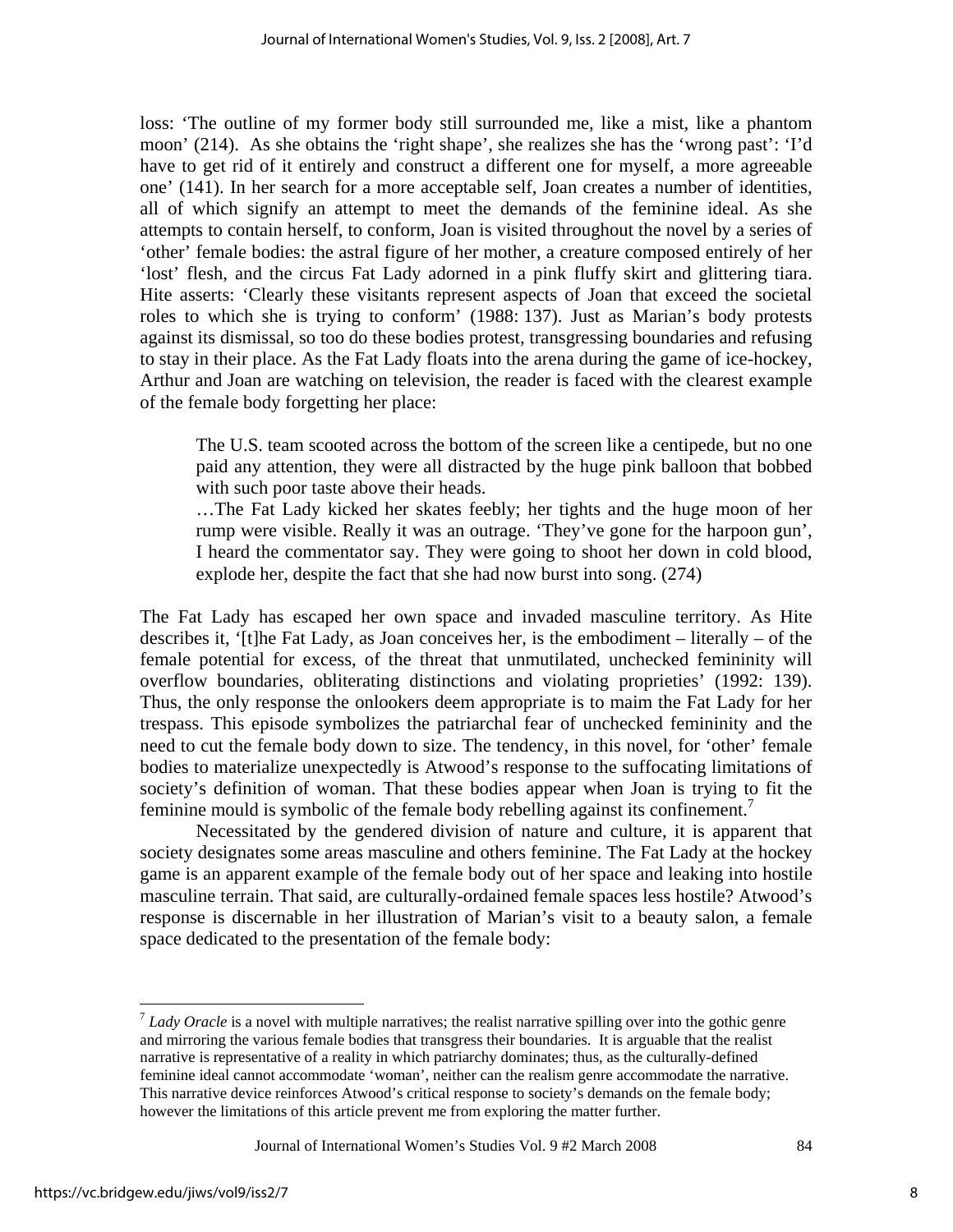loss: 'The outline of my former body still surrounded me, like a mist, like a phantom moon' (214). As she obtains the 'right shape', she realizes she has the 'wrong past': 'I'd have to get rid of it entirely and construct a different one for myself, a more agreeable one' (141). In her search for a more acceptable self, Joan creates a number of identities, all of which signify an attempt to meet the demands of the feminine ideal. As she attempts to contain herself, to conform, Joan is visited throughout the novel by a series of 'other' female bodies: the astral figure of her mother, a creature composed entirely of her 'lost' flesh, and the circus Fat Lady adorned in a pink fluffy skirt and glittering tiara. Hite asserts: 'Clearly these visitants represent aspects of Joan that exceed the societal roles to which she is trying to conform' (1988: 137). Just as Marian's body protests against its dismissal, so too do these bodies protest, transgressing boundaries and refusing to stay in their place. As the Fat Lady floats into the arena during the game of ice-hockey, Arthur and Joan are watching on television, the reader is faced with the clearest example of the female body forgetting her place:

> The U.S. team scooted across the bottom of the screen like a centipede, but no one paid any attention, they were all distracted by the huge pink balloon that bobbed with such poor taste above their heads.
>
> …The Fat Lady kicked her skates feebly; her tights and the huge moon of her rump were visible. Really it was an outrage. 'They've gone for the harpoon gun', I heard the commentator say. They were going to shoot her down in cold blood, explode her, despite the fact that she had now burst into song. (274)

The Fat Lady has escaped her own space and invaded masculine territory. As Hite describes it, '[t]he Fat Lady, as Joan conceives her, is the embodiment – literally – of the female potential for excess, of the threat that unmutilated, unchecked femininity will overflow boundaries, obliterating distinctions and violating proprieties' (1992: 139). Thus, the only response the onlookers deem appropriate is to maim the Fat Lady for her trespass. This episode symbolizes the patriarchal fear of unchecked femininity and the need to cut the female body down to size. The tendency, in this novel, for 'other' female bodies to materialize unexpectedly is Atwood's response to the suffocating limitations of society's definition of woman. That these bodies appear when Joan is trying to fit the feminine mould is symbolic of the female body rebelling against its confinement.[7]

Necessitated by the gendered division of nature and culture, it is apparent that society designates some areas masculine and others feminine. The Fat Lady at the hockey game is an apparent example of the female body out of her space and leaking into hostile masculine terrain. That said, are culturally-ordained female spaces less hostile? Atwood's response is discernable in her illustration of Marian's visit to a beauty salon, a female space dedicated to the presentation of the female body:

---

[7] *Lady Oracle* is a novel with multiple narratives; the realist narrative spilling over into the gothic genre and mirroring the various female bodies that transgress their boundaries. It is arguable that the realist narrative is representative of a reality in which patriarchy dominates; thus, as the culturally-defined feminine ideal cannot accommodate 'woman', neither can the realism genre accommodate the narrative. This narrative device reinforces Atwood's critical response to society's demands on the female body; however the limitations of this article prevent me from exploring the matter further.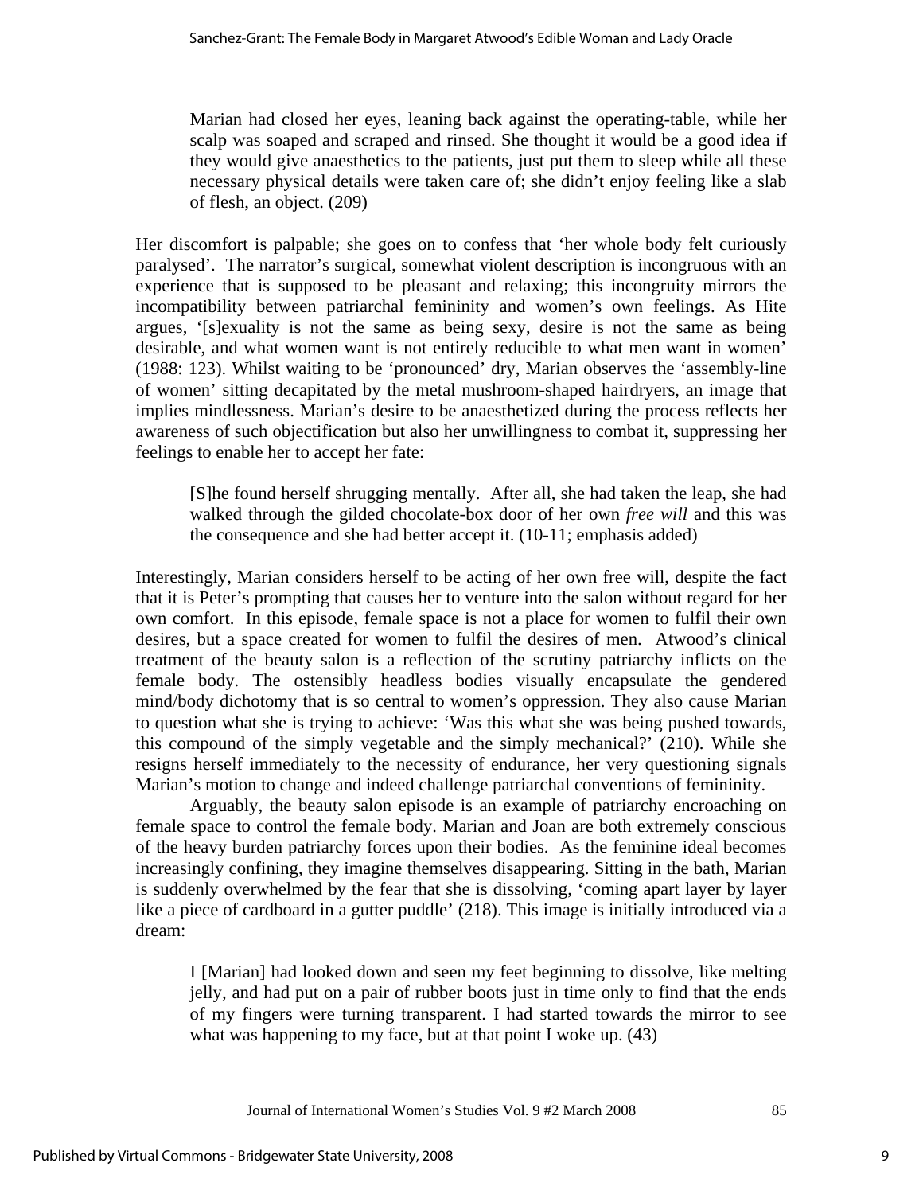> Marian had closed her eyes, leaning back against the operating-table, while her scalp was soaped and scraped and rinsed. She thought it would be a good idea if they would give anaesthetics to the patients, just put them to sleep while all these necessary physical details were taken care of; she didn't enjoy feeling like a slab of flesh, an object. (209)

Her discomfort is palpable; she goes on to confess that 'her whole body felt curiously paralysed'. The narrator's surgical, somewhat violent description is incongruous with an experience that is supposed to be pleasant and relaxing; this incongruity mirrors the incompatibility between patriarchal femininity and women's own feelings. As Hite argues, '[s]exuality is not the same as being sexy, desire is not the same as being desirable, and what women want is not entirely reducible to what men want in women' (1988: 123). Whilst waiting to be 'pronounced' dry, Marian observes the 'assembly-line of women' sitting decapitated by the metal mushroom-shaped hairdryers, an image that implies mindlessness. Marian's desire to be anaesthetized during the process reflects her awareness of such objectification but also her unwillingness to combat it, suppressing her feelings to enable her to accept her fate:

> [S]he found herself shrugging mentally. After all, she had taken the leap, she had walked through the gilded chocolate-box door of her own *free will* and this was the consequence and she had better accept it. (10-11; emphasis added)

Interestingly, Marian considers herself to be acting of her own free will, despite the fact that it is Peter's prompting that causes her to venture into the salon without regard for her own comfort. In this episode, female space is not a place for women to fulfil their own desires, but a space created for women to fulfil the desires of men. Atwood's clinical treatment of the beauty salon is a reflection of the scrutiny patriarchy inflicts on the female body. The ostensibly headless bodies visually encapsulate the gendered mind/body dichotomy that is so central to women's oppression. They also cause Marian to question what she is trying to achieve: 'Was this what she was being pushed towards, this compound of the simply vegetable and the simply mechanical?' (210). While she resigns herself immediately to the necessity of endurance, her very questioning signals Marian's motion to change and indeed challenge patriarchal conventions of femininity.

Arguably, the beauty salon episode is an example of patriarchy encroaching on female space to control the female body. Marian and Joan are both extremely conscious of the heavy burden patriarchy forces upon their bodies. As the feminine ideal becomes increasingly confining, they imagine themselves disappearing. Sitting in the bath, Marian is suddenly overwhelmed by the fear that she is dissolving, 'coming apart layer by layer like a piece of cardboard in a gutter puddle' (218). This image is initially introduced via a dream:

> I [Marian] had looked down and seen my feet beginning to dissolve, like melting jelly, and had put on a pair of rubber boots just in time only to find that the ends of my fingers were turning transparent. I had started towards the mirror to see what was happening to my face, but at that point I woke up. (43)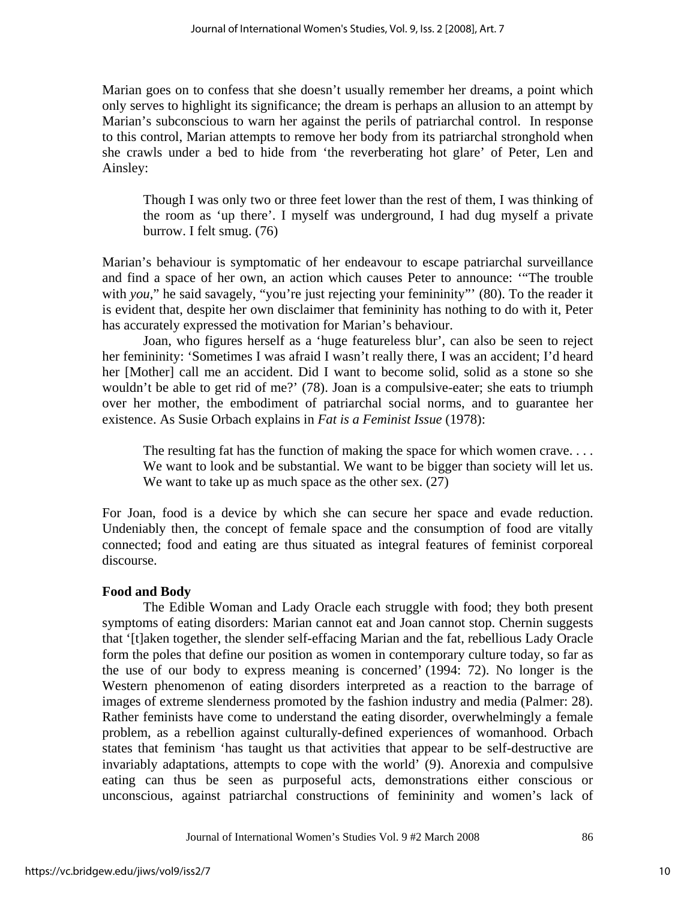Marian goes on to confess that she doesn't usually remember her dreams, a point which only serves to highlight its significance; the dream is perhaps an allusion to an attempt by Marian's subconscious to warn her against the perils of patriarchal control. In response to this control, Marian attempts to remove her body from its patriarchal stronghold when she crawls under a bed to hide from 'the reverberating hot glare' of Peter, Len and Ainsley:

> Though I was only two or three feet lower than the rest of them, I was thinking of the room as 'up there'. I myself was underground, I had dug myself a private burrow. I felt smug. (76)

Marian's behaviour is symptomatic of her endeavour to escape patriarchal surveillance and find a space of her own, an action which causes Peter to announce: '"The trouble with *you*," he said savagely, "you're just rejecting your femininity"' (80). To the reader it is evident that, despite her own disclaimer that femininity has nothing to do with it, Peter has accurately expressed the motivation for Marian's behaviour.

Joan, who figures herself as a 'huge featureless blur', can also be seen to reject her femininity: 'Sometimes I was afraid I wasn't really there, I was an accident; I'd heard her [Mother] call me an accident. Did I want to become solid, solid as a stone so she wouldn't be able to get rid of me?' (78). Joan is a compulsive-eater; she eats to triumph over her mother, the embodiment of patriarchal social norms, and to guarantee her existence. As Susie Orbach explains in *Fat is a Feminist Issue* (1978):

> The resulting fat has the function of making the space for which women crave. . . . We want to look and be substantial. We want to be bigger than society will let us. We want to take up as much space as the other sex. (27)

For Joan, food is a device by which she can secure her space and evade reduction. Undeniably then, the concept of female space and the consumption of food are vitally connected; food and eating are thus situated as integral features of feminist corporeal discourse.

**Food and Body**

The Edible Woman and Lady Oracle each struggle with food; they both present symptoms of eating disorders: Marian cannot eat and Joan cannot stop. Chernin suggests that '[t]aken together, the slender self-effacing Marian and the fat, rebellious Lady Oracle form the poles that define our position as women in contemporary culture today, so far as the use of our body to express meaning is concerned' (1994: 72). No longer is the Western phenomenon of eating disorders interpreted as a reaction to the barrage of images of extreme slenderness promoted by the fashion industry and media (Palmer: 28). Rather feminists have come to understand the eating disorder, overwhelmingly a female problem, as a rebellion against culturally-defined experiences of womanhood. Orbach states that feminism 'has taught us that activities that appear to be self-destructive are invariably adaptations, attempts to cope with the world' (9). Anorexia and compulsive eating can thus be seen as purposeful acts, demonstrations either conscious or unconscious, against patriarchal constructions of femininity and women's lack of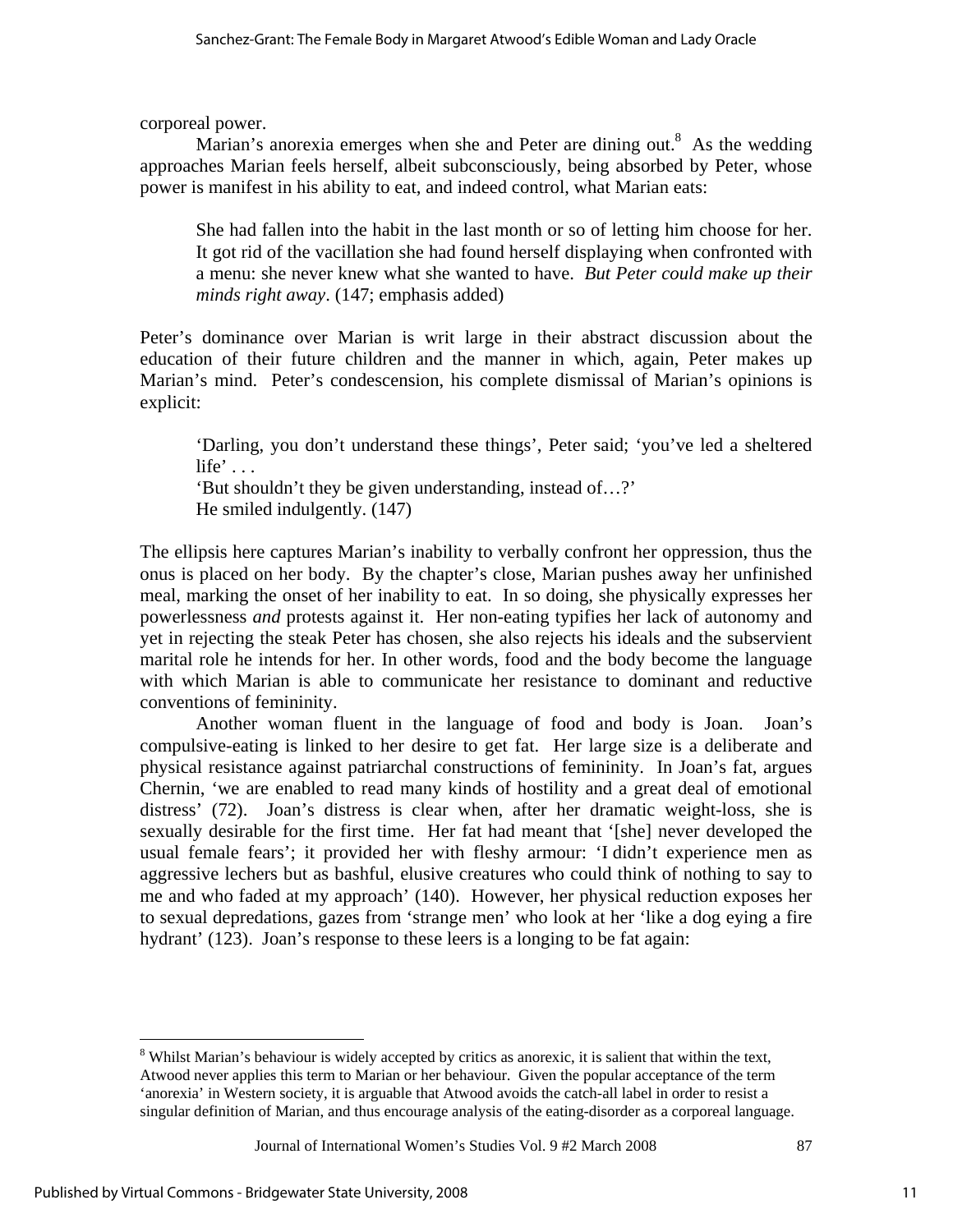corporeal power.

Marian's anorexia emerges when she and Peter are dining out.[8] As the wedding approaches Marian feels herself, albeit subconsciously, being absorbed by Peter, whose power is manifest in his ability to eat, and indeed control, what Marian eats:

> She had fallen into the habit in the last month or so of letting him choose for her. It got rid of the vacillation she had found herself displaying when confronted with a menu: she never knew what she wanted to have. *But Peter could make up their minds right away*. (147; emphasis added)

Peter's dominance over Marian is writ large in their abstract discussion about the education of their future children and the manner in which, again, Peter makes up Marian's mind. Peter's condescension, his complete dismissal of Marian's opinions is explicit:

> 'Darling, you don't understand these things', Peter said; 'you've led a sheltered life' . . .
> 'But shouldn't they be given understanding, instead of…?'
> He smiled indulgently. (147)

The ellipsis here captures Marian's inability to verbally confront her oppression, thus the onus is placed on her body. By the chapter's close, Marian pushes away her unfinished meal, marking the onset of her inability to eat. In so doing, she physically expresses her powerlessness *and* protests against it. Her non-eating typifies her lack of autonomy and yet in rejecting the steak Peter has chosen, she also rejects his ideals and the subservient marital role he intends for her. In other words, food and the body become the language with which Marian is able to communicate her resistance to dominant and reductive conventions of femininity.

Another woman fluent in the language of food and body is Joan. Joan's compulsive-eating is linked to her desire to get fat. Her large size is a deliberate and physical resistance against patriarchal constructions of femininity. In Joan's fat, argues Chernin, 'we are enabled to read many kinds of hostility and a great deal of emotional distress' (72). Joan's distress is clear when, after her dramatic weight-loss, she is sexually desirable for the first time. Her fat had meant that '[she] never developed the usual female fears'; it provided her with fleshy armour: 'I didn't experience men as aggressive lechers but as bashful, elusive creatures who could think of nothing to say to me and who faded at my approach' (140). However, her physical reduction exposes her to sexual depredations, gazes from 'strange men' who look at her 'like a dog eying a fire hydrant' (123). Joan's response to these leers is a longing to be fat again:

---

[8] Whilst Marian's behaviour is widely accepted by critics as anorexic, it is salient that within the text, Atwood never applies this term to Marian or her behaviour. Given the popular acceptance of the term 'anorexia' in Western society, it is arguable that Atwood avoids the catch-all label in order to resist a singular definition of Marian, and thus encourage analysis of the eating-disorder as a corporeal language.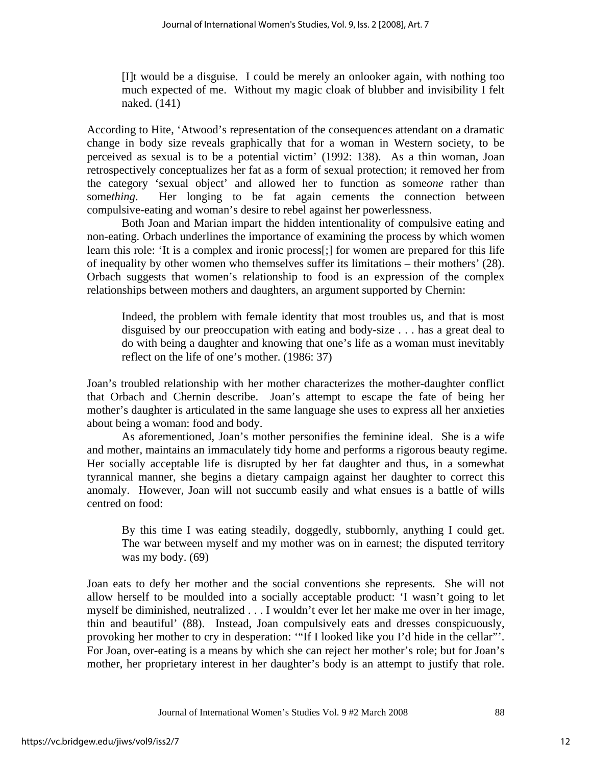> [I]t would be a disguise. I could be merely an onlooker again, with nothing too much expected of me. Without my magic cloak of blubber and invisibility I felt naked. (141)

According to Hite, 'Atwood's representation of the consequences attendant on a dramatic change in body size reveals graphically that for a woman in Western society, to be perceived as sexual is to be a potential victim' (1992: 138). As a thin woman, Joan retrospectively conceptualizes her fat as a form of sexual protection; it removed her from the category 'sexual object' and allowed her to function as some*one* rather than some*thing*. Her longing to be fat again cements the connection between compulsive-eating and woman's desire to rebel against her powerlessness.

Both Joan and Marian impart the hidden intentionality of compulsive eating and non-eating. Orbach underlines the importance of examining the process by which women learn this role: 'It is a complex and ironic process[;] for women are prepared for this life of inequality by other women who themselves suffer its limitations – their mothers' (28). Orbach suggests that women's relationship to food is an expression of the complex relationships between mothers and daughters, an argument supported by Chernin:

> Indeed, the problem with female identity that most troubles us, and that is most disguised by our preoccupation with eating and body-size . . . has a great deal to do with being a daughter and knowing that one's life as a woman must inevitably reflect on the life of one's mother. (1986: 37)

Joan's troubled relationship with her mother characterizes the mother-daughter conflict that Orbach and Chernin describe. Joan's attempt to escape the fate of being her mother's daughter is articulated in the same language she uses to express all her anxieties about being a woman: food and body.

As aforementioned, Joan's mother personifies the feminine ideal. She is a wife and mother, maintains an immaculately tidy home and performs a rigorous beauty regime. Her socially acceptable life is disrupted by her fat daughter and thus, in a somewhat tyrannical manner, she begins a dietary campaign against her daughter to correct this anomaly. However, Joan will not succumb easily and what ensues is a battle of wills centred on food:

> By this time I was eating steadily, doggedly, stubbornly, anything I could get. The war between myself and my mother was on in earnest; the disputed territory was my body. (69)

Joan eats to defy her mother and the social conventions she represents. She will not allow herself to be moulded into a socially acceptable product: 'I wasn't going to let myself be diminished, neutralized . . . I wouldn't ever let her make me over in her image, thin and beautiful' (88). Instead, Joan compulsively eats and dresses conspicuously, provoking her mother to cry in desperation: '"If I looked like you I'd hide in the cellar"'. For Joan, over-eating is a means by which she can reject her mother's role; but for Joan's mother, her proprietary interest in her daughter's body is an attempt to justify that role.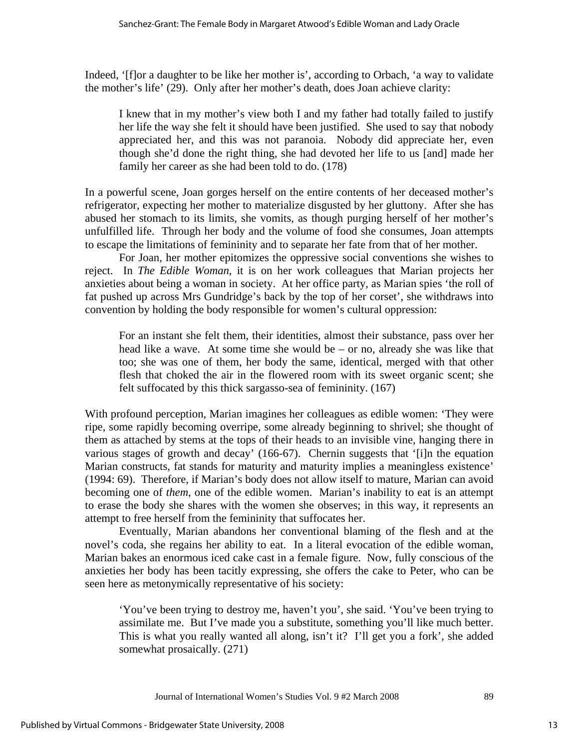Indeed, '[f]or a daughter to be like her mother is', according to Orbach, 'a way to validate the mother's life' (29). Only after her mother's death, does Joan achieve clarity:

> I knew that in my mother's view both I and my father had totally failed to justify her life the way she felt it should have been justified. She used to say that nobody appreciated her, and this was not paranoia. Nobody did appreciate her, even though she'd done the right thing, she had devoted her life to us [and] made her family her career as she had been told to do. (178)

In a powerful scene, Joan gorges herself on the entire contents of her deceased mother's refrigerator, expecting her mother to materialize disgusted by her gluttony. After she has abused her stomach to its limits, she vomits, as though purging herself of her mother's unfulfilled life. Through her body and the volume of food she consumes, Joan attempts to escape the limitations of femininity and to separate her fate from that of her mother.

For Joan, her mother epitomizes the oppressive social conventions she wishes to reject. In *The Edible Woman*, it is on her work colleagues that Marian projects her anxieties about being a woman in society. At her office party, as Marian spies 'the roll of fat pushed up across Mrs Gundridge's back by the top of her corset', she withdraws into convention by holding the body responsible for women's cultural oppression:

> For an instant she felt them, their identities, almost their substance, pass over her head like a wave. At some time she would be – or no, already she was like that too; she was one of them, her body the same, identical, merged with that other flesh that choked the air in the flowered room with its sweet organic scent; she felt suffocated by this thick sargasso-sea of femininity. (167)

With profound perception, Marian imagines her colleagues as edible women: 'They were ripe, some rapidly becoming overripe, some already beginning to shrivel; she thought of them as attached by stems at the tops of their heads to an invisible vine, hanging there in various stages of growth and decay' (166-67). Chernin suggests that '[i]n the equation Marian constructs, fat stands for maturity and maturity implies a meaningless existence' (1994: 69). Therefore, if Marian's body does not allow itself to mature, Marian can avoid becoming one of *them*, one of the edible women. Marian's inability to eat is an attempt to erase the body she shares with the women she observes; in this way, it represents an attempt to free herself from the femininity that suffocates her.

Eventually, Marian abandons her conventional blaming of the flesh and at the novel's coda, she regains her ability to eat. In a literal evocation of the edible woman, Marian bakes an enormous iced cake cast in a female figure. Now, fully conscious of the anxieties her body has been tacitly expressing, she offers the cake to Peter, who can be seen here as metonymically representative of his society:

> 'You've been trying to destroy me, haven't you', she said. 'You've been trying to assimilate me. But I've made you a substitute, something you'll like much better. This is what you really wanted all along, isn't it? I'll get you a fork', she added somewhat prosaically. (271)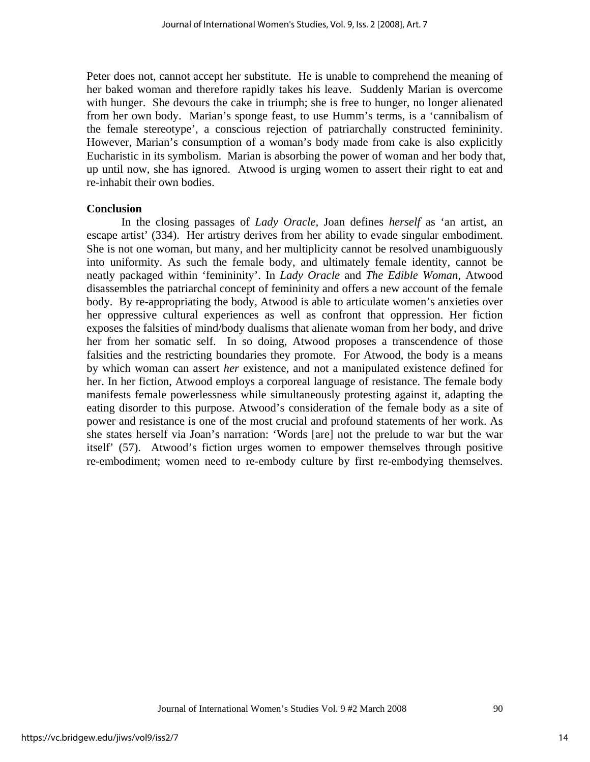Peter does not, cannot accept her substitute. He is unable to comprehend the meaning of her baked woman and therefore rapidly takes his leave. Suddenly Marian is overcome with hunger. She devours the cake in triumph; she is free to hunger, no longer alienated from her own body. Marian's sponge feast, to use Humm's terms, is a 'cannibalism of the female stereotype', a conscious rejection of patriarchally constructed femininity. However, Marian's consumption of a woman's body made from cake is also explicitly Eucharistic in its symbolism. Marian is absorbing the power of woman and her body that, up until now, she has ignored. Atwood is urging women to assert their right to eat and re-inhabit their own bodies.

**Conclusion**

In the closing passages of *Lady Oracle*, Joan defines *herself* as 'an artist, an escape artist' (334). Her artistry derives from her ability to evade singular embodiment. She is not one woman, but many, and her multiplicity cannot be resolved unambiguously into uniformity. As such the female body, and ultimately female identity, cannot be neatly packaged within 'femininity'. In *Lady Oracle* and *The Edible Woman*, Atwood disassembles the patriarchal concept of femininity and offers a new account of the female body. By re-appropriating the body, Atwood is able to articulate women's anxieties over her oppressive cultural experiences as well as confront that oppression. Her fiction exposes the falsities of mind/body dualisms that alienate woman from her body, and drive her from her somatic self. In so doing, Atwood proposes a transcendence of those falsities and the restricting boundaries they promote. For Atwood, the body is a means by which woman can assert *her* existence, and not a manipulated existence defined for her. In her fiction, Atwood employs a corporeal language of resistance. The female body manifests female powerlessness while simultaneously protesting against it, adapting the eating disorder to this purpose. Atwood's consideration of the female body as a site of power and resistance is one of the most crucial and profound statements of her work. As she states herself via Joan's narration: 'Words [are] not the prelude to war but the war itself' (57). Atwood's fiction urges women to empower themselves through positive re-embodiment; women need to re-embody culture by first re-embodying themselves.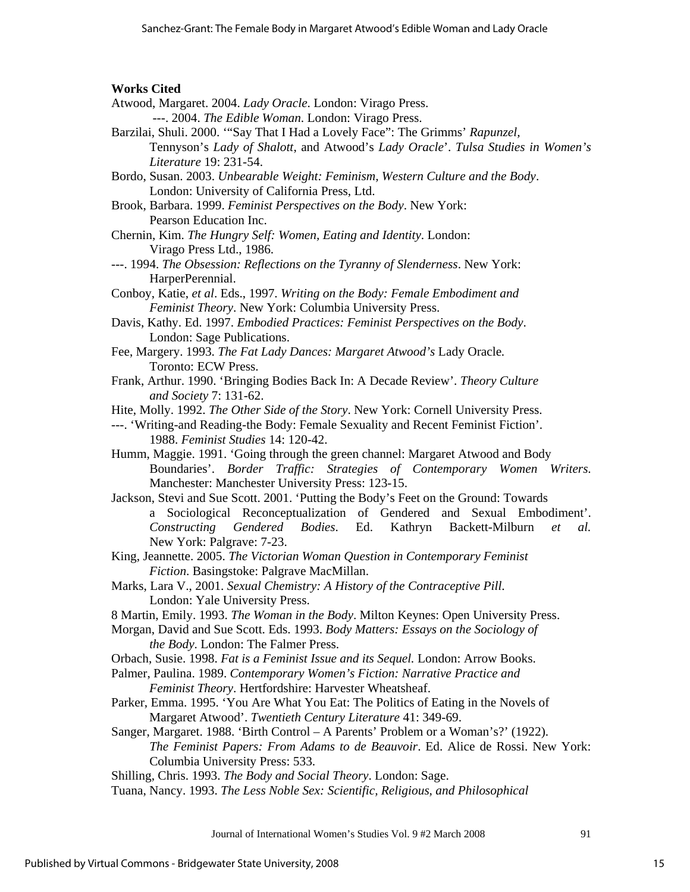**Works Cited**

Atwood, Margaret. 2004. *Lady Oracle*. London: Virago Press.

---. 2004. *The Edible Woman*. London: Virago Press.

Barzilai, Shuli. 2000. '"Say That I Had a Lovely Face": The Grimms' *Rapunzel*, Tennyson's *Lady of Shalott*, and Atwood's *Lady Oracle*'. *Tulsa Studies in Women's Literature* 19: 231-54.

Bordo, Susan. 2003. *Unbearable Weight: Feminism, Western Culture and the Body*. London: University of California Press, Ltd.

Brook, Barbara. 1999. *Feminist Perspectives on the Body*. New York: Pearson Education Inc.

Chernin, Kim. *The Hungry Self: Women, Eating and Identity*. London: Virago Press Ltd., 1986.

---. 1994. *The Obsession: Reflections on the Tyranny of Slenderness*. New York: HarperPerennial.

Conboy, Katie, *et al*. Eds., 1997. *Writing on the Body: Female Embodiment and Feminist Theory*. New York: Columbia University Press.

Davis, Kathy. Ed. 1997. *Embodied Practices: Feminist Perspectives on the Body*. London: Sage Publications.

Fee, Margery. 1993. *The Fat Lady Dances: Margaret Atwood's* Lady Oracle. Toronto: ECW Press.

Frank, Arthur. 1990. 'Bringing Bodies Back In: A Decade Review'. *Theory Culture and Society* 7: 131-62.

Hite, Molly. 1992. *The Other Side of the Story*. New York: Cornell University Press.

---. 'Writing-and Reading-the Body: Female Sexuality and Recent Feminist Fiction'. 1988. *Feminist Studies* 14: 120-42.

Humm, Maggie. 1991. 'Going through the green channel: Margaret Atwood and Body Boundaries'. *Border Traffic: Strategies of Contemporary Women Writers*. Manchester: Manchester University Press: 123-15.

Jackson, Stevi and Sue Scott. 2001. 'Putting the Body's Feet on the Ground: Towards a Sociological Reconceptualization of Gendered and Sexual Embodiment'. *Constructing Gendered Bodies*. Ed. Kathryn Backett-Milburn *et al.* New York: Palgrave: 7-23.

King, Jeannette. 2005. *The Victorian Woman Question in Contemporary Feminist Fiction*. Basingstoke: Palgrave MacMillan.

Marks, Lara V., 2001. *Sexual Chemistry: A History of the Contraceptive Pill*. London: Yale University Press.

8 Martin, Emily. 1993. *The Woman in the Body*. Milton Keynes: Open University Press.

Morgan, David and Sue Scott. Eds. 1993. *Body Matters: Essays on the Sociology of the Body*. London: The Falmer Press.

Orbach, Susie. 1998. *Fat is a Feminist Issue and its Sequel.* London: Arrow Books.

Palmer, Paulina. 1989. *Contemporary Women's Fiction: Narrative Practice and Feminist Theory*. Hertfordshire: Harvester Wheatsheaf.

Parker, Emma. 1995. 'You Are What You Eat: The Politics of Eating in the Novels of Margaret Atwood'. *Twentieth Century Literature* 41: 349-69.

Sanger, Margaret. 1988. 'Birth Control – A Parents' Problem or a Woman's?' (1922). *The Feminist Papers: From Adams to de Beauvoir*. Ed. Alice de Rossi. New York: Columbia University Press: 533.

Shilling, Chris. 1993. *The Body and Social Theory*. London: Sage.

Tuana, Nancy. 1993. *The Less Noble Sex: Scientific, Religious, and Philosophical*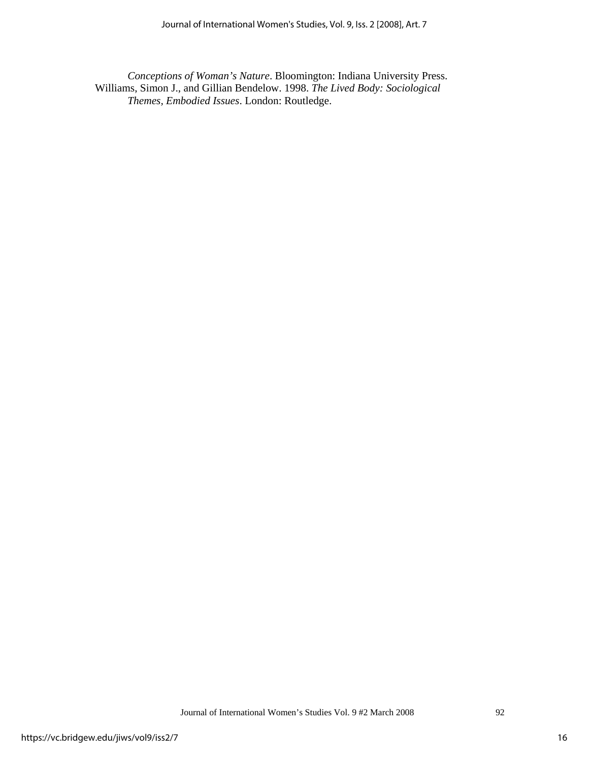*Conceptions of Woman's Nature*. Bloomington: Indiana University Press.

Williams, Simon J., and Gillian Bendelow. 1998. *The Lived Body: Sociological Themes, Embodied Issues*. London: Routledge.